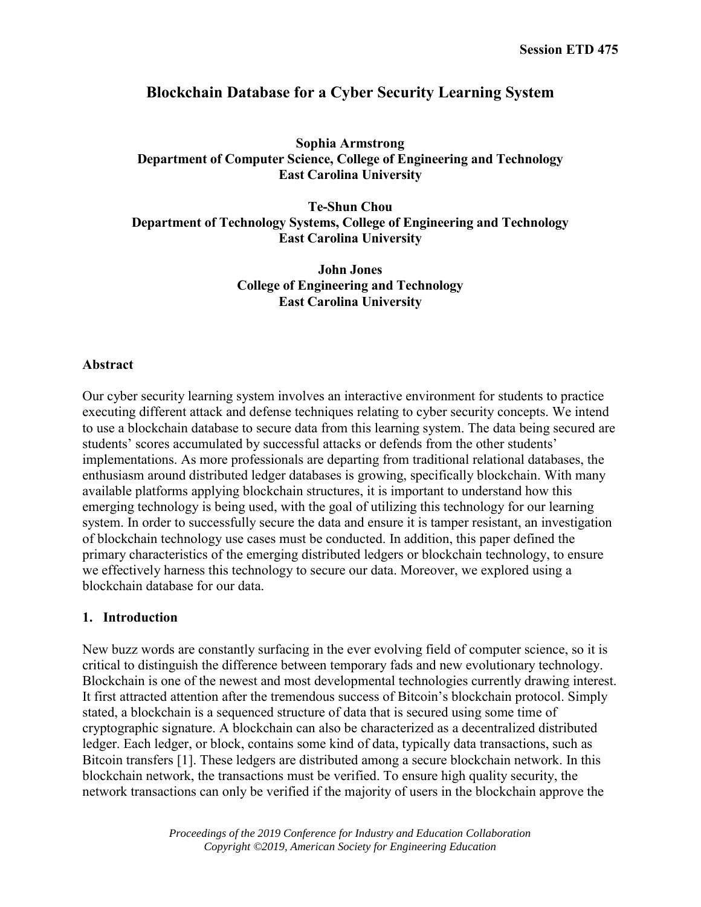Session ETD 475

# Blockchain Database for a Cyber Security Learning System

**Sophia Armstrong**
**Department of Computer Science, College of Engineering and Technology**
**East Carolina University**

**Te-Shun Chou**
**Department of Technology Systems, College of Engineering and Technology**
**East Carolina University**

**John Jones**
**College of Engineering and Technology**
**East Carolina University**

## Abstract

Our cyber security learning system involves an interactive environment for students to practice executing different attack and defense techniques relating to cyber security concepts. We intend to use a blockchain database to secure data from this learning system. The data being secured are students' scores accumulated by successful attacks or defends from the other students' implementations. As more professionals are departing from traditional relational databases, the enthusiasm around distributed ledger databases is growing, specifically blockchain. With many available platforms applying blockchain structures, it is important to understand how this emerging technology is being used, with the goal of utilizing this technology for our learning system. In order to successfully secure the data and ensure it is tamper resistant, an investigation of blockchain technology use cases must be conducted. In addition, this paper defined the primary characteristics of the emerging distributed ledgers or blockchain technology, to ensure we effectively harness this technology to secure our data. Moreover, we explored using a blockchain database for our data.

## 1. Introduction

New buzz words are constantly surfacing in the ever evolving field of computer science, so it is critical to distinguish the difference between temporary fads and new evolutionary technology. Blockchain is one of the newest and most developmental technologies currently drawing interest. It first attracted attention after the tremendous success of Bitcoin's blockchain protocol. Simply stated, a blockchain is a sequenced structure of data that is secured using some time of cryptographic signature. A blockchain can also be characterized as a decentralized distributed ledger. Each ledger, or block, contains some kind of data, typically data transactions, such as Bitcoin transfers [1]. These ledgers are distributed among a secure blockchain network. In this blockchain network, the transactions must be verified. To ensure high quality security, the network transactions can only be verified if the majority of users in the blockchain approve the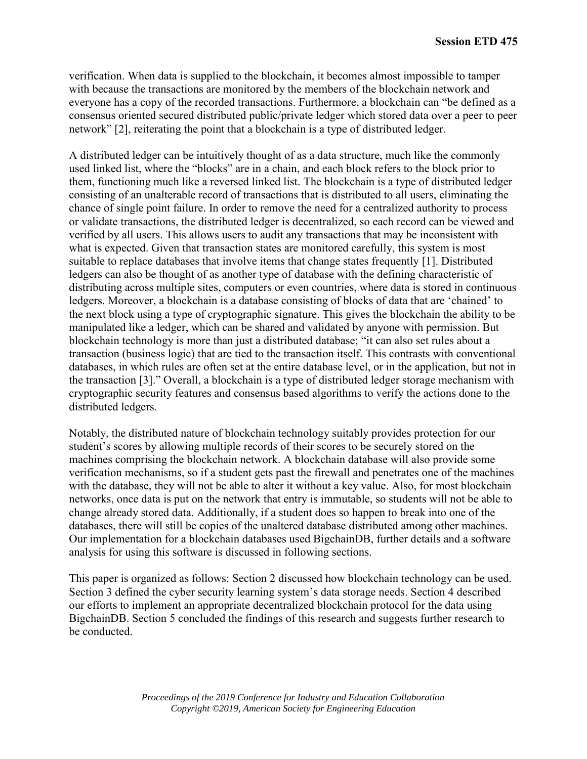verification. When data is supplied to the blockchain, it becomes almost impossible to tamper with because the transactions are monitored by the members of the blockchain network and everyone has a copy of the recorded transactions. Furthermore, a blockchain can "be defined as a consensus oriented secured distributed public/private ledger which stored data over a peer to peer network" [2], reiterating the point that a blockchain is a type of distributed ledger.

A distributed ledger can be intuitively thought of as a data structure, much like the commonly used linked list, where the "blocks" are in a chain, and each block refers to the block prior to them, functioning much like a reversed linked list. The blockchain is a type of distributed ledger consisting of an unalterable record of transactions that is distributed to all users, eliminating the chance of single point failure. In order to remove the need for a centralized authority to process or validate transactions, the distributed ledger is decentralized, so each record can be viewed and verified by all users. This allows users to audit any transactions that may be inconsistent with what is expected. Given that transaction states are monitored carefully, this system is most suitable to replace databases that involve items that change states frequently [1]. Distributed ledgers can also be thought of as another type of database with the defining characteristic of distributing across multiple sites, computers or even countries, where data is stored in continuous ledgers. Moreover, a blockchain is a database consisting of blocks of data that are 'chained' to the next block using a type of cryptographic signature. This gives the blockchain the ability to be manipulated like a ledger, which can be shared and validated by anyone with permission. But blockchain technology is more than just a distributed database; "it can also set rules about a transaction (business logic) that are tied to the transaction itself. This contrasts with conventional databases, in which rules are often set at the entire database level, or in the application, but not in the transaction [3]." Overall, a blockchain is a type of distributed ledger storage mechanism with cryptographic security features and consensus based algorithms to verify the actions done to the distributed ledgers.

Notably, the distributed nature of blockchain technology suitably provides protection for our student's scores by allowing multiple records of their scores to be securely stored on the machines comprising the blockchain network. A blockchain database will also provide some verification mechanisms, so if a student gets past the firewall and penetrates one of the machines with the database, they will not be able to alter it without a key value. Also, for most blockchain networks, once data is put on the network that entry is immutable, so students will not be able to change already stored data. Additionally, if a student does so happen to break into one of the databases, there will still be copies of the unaltered database distributed among other machines. Our implementation for a blockchain databases used BigchainDB, further details and a software analysis for using this software is discussed in following sections.

This paper is organized as follows: Section 2 discussed how blockchain technology can be used. Section 3 defined the cyber security learning system's data storage needs. Section 4 described our efforts to implement an appropriate decentralized blockchain protocol for the data using BigchainDB. Section 5 concluded the findings of this research and suggests further research to be conducted.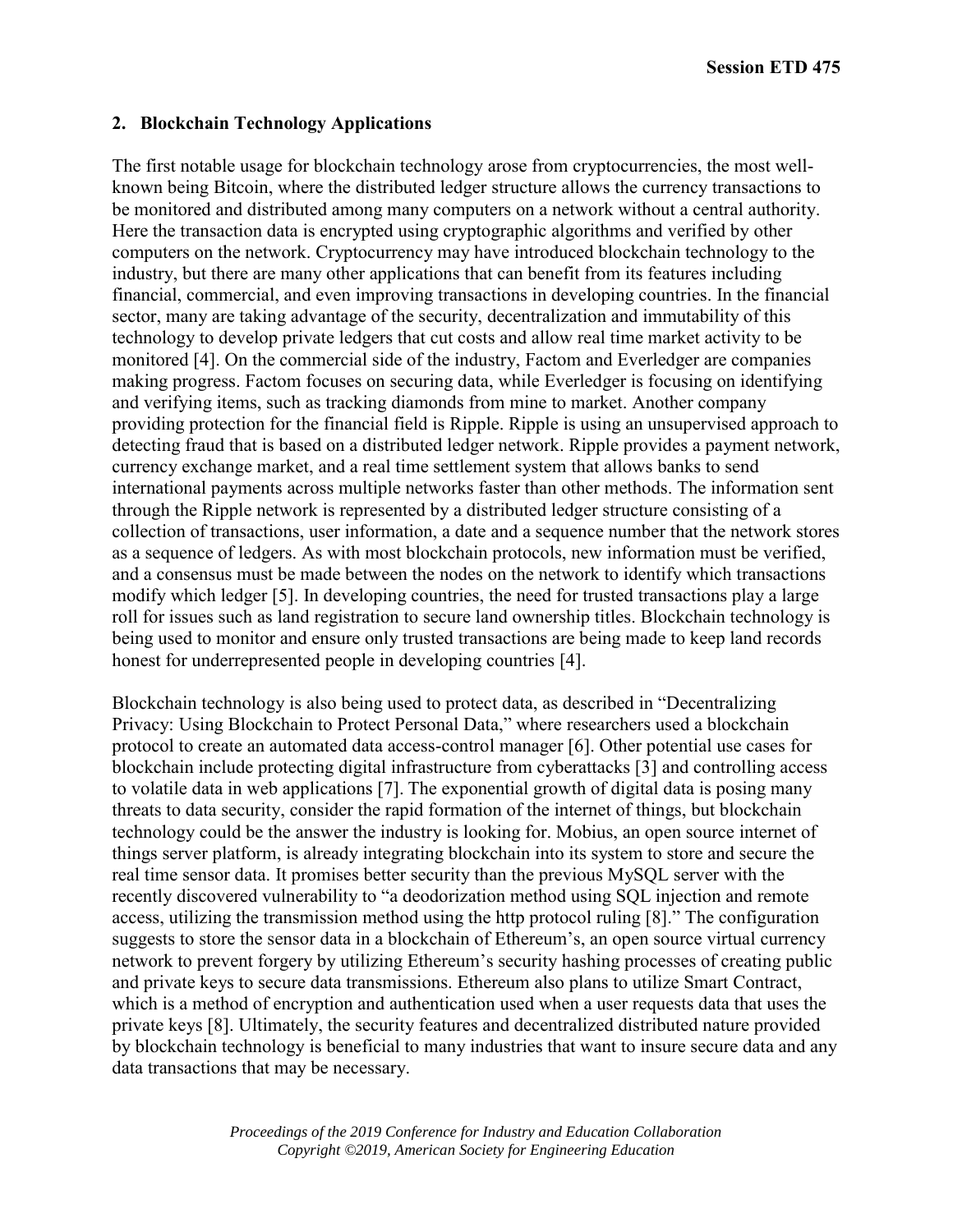## 2. Blockchain Technology Applications

The first notable usage for blockchain technology arose from cryptocurrencies, the most well-known being Bitcoin, where the distributed ledger structure allows the currency transactions to be monitored and distributed among many computers on a network without a central authority. Here the transaction data is encrypted using cryptographic algorithms and verified by other computers on the network. Cryptocurrency may have introduced blockchain technology to the industry, but there are many other applications that can benefit from its features including financial, commercial, and even improving transactions in developing countries. In the financial sector, many are taking advantage of the security, decentralization and immutability of this technology to develop private ledgers that cut costs and allow real time market activity to be monitored [4]. On the commercial side of the industry, Factom and Everledger are companies making progress. Factom focuses on securing data, while Everledger is focusing on identifying and verifying items, such as tracking diamonds from mine to market. Another company providing protection for the financial field is Ripple. Ripple is using an unsupervised approach to detecting fraud that is based on a distributed ledger network. Ripple provides a payment network, currency exchange market, and a real time settlement system that allows banks to send international payments across multiple networks faster than other methods. The information sent through the Ripple network is represented by a distributed ledger structure consisting of a collection of transactions, user information, a date and a sequence number that the network stores as a sequence of ledgers. As with most blockchain protocols, new information must be verified, and a consensus must be made between the nodes on the network to identify which transactions modify which ledger [5]. In developing countries, the need for trusted transactions play a large roll for issues such as land registration to secure land ownership titles. Blockchain technology is being used to monitor and ensure only trusted transactions are being made to keep land records honest for underrepresented people in developing countries [4].

Blockchain technology is also being used to protect data, as described in "Decentralizing Privacy: Using Blockchain to Protect Personal Data," where researchers used a blockchain protocol to create an automated data access-control manager [6]. Other potential use cases for blockchain include protecting digital infrastructure from cyberattacks [3] and controlling access to volatile data in web applications [7]. The exponential growth of digital data is posing many threats to data security, consider the rapid formation of the internet of things, but blockchain technology could be the answer the industry is looking for. Mobius, an open source internet of things server platform, is already integrating blockchain into its system to store and secure the real time sensor data. It promises better security than the previous MySQL server with the recently discovered vulnerability to "a deodorization method using SQL injection and remote access, utilizing the transmission method using the http protocol ruling [8]." The configuration suggests to store the sensor data in a blockchain of Ethereum's, an open source virtual currency network to prevent forgery by utilizing Ethereum's security hashing processes of creating public and private keys to secure data transmissions. Ethereum also plans to utilize Smart Contract, which is a method of encryption and authentication used when a user requests data that uses the private keys [8]. Ultimately, the security features and decentralized distributed nature provided by blockchain technology is beneficial to many industries that want to insure secure data and any data transactions that may be necessary.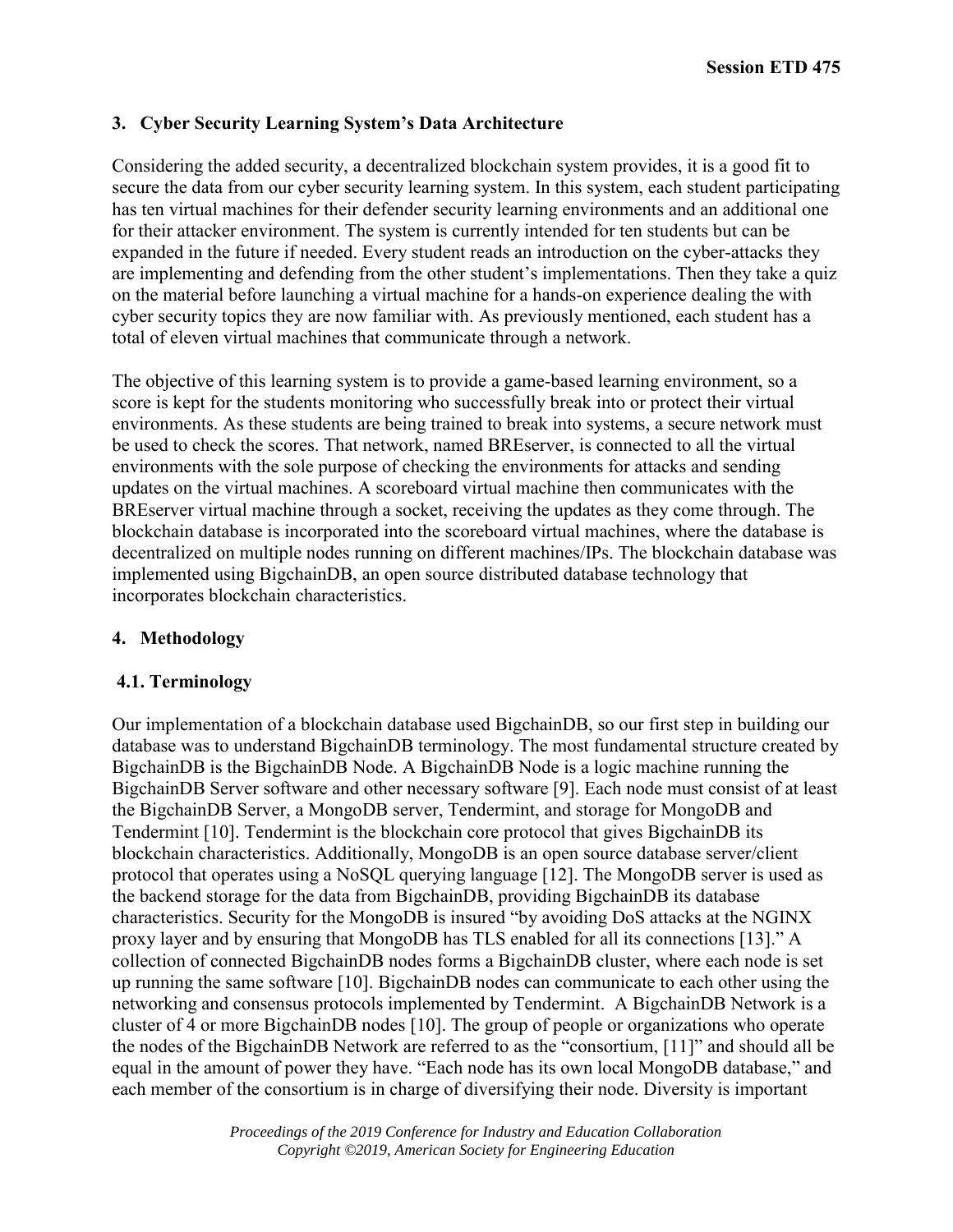## 3. Cyber Security Learning System's Data Architecture

Considering the added security, a decentralized blockchain system provides, it is a good fit to secure the data from our cyber security learning system. In this system, each student participating has ten virtual machines for their defender security learning environments and an additional one for their attacker environment. The system is currently intended for ten students but can be expanded in the future if needed. Every student reads an introduction on the cyber-attacks they are implementing and defending from the other student's implementations. Then they take a quiz on the material before launching a virtual machine for a hands-on experience dealing the with cyber security topics they are now familiar with. As previously mentioned, each student has a total of eleven virtual machines that communicate through a network.

The objective of this learning system is to provide a game-based learning environment, so a score is kept for the students monitoring who successfully break into or protect their virtual environments. As these students are being trained to break into systems, a secure network must be used to check the scores. That network, named BREserver, is connected to all the virtual environments with the sole purpose of checking the environments for attacks and sending updates on the virtual machines. A scoreboard virtual machine then communicates with the BREserver virtual machine through a socket, receiving the updates as they come through. The blockchain database is incorporated into the scoreboard virtual machines, where the database is decentralized on multiple nodes running on different machines/IPs. The blockchain database was implemented using BigchainDB, an open source distributed database technology that incorporates blockchain characteristics.

## 4. Methodology

### 4.1. Terminology

Our implementation of a blockchain database used BigchainDB, so our first step in building our database was to understand BigchainDB terminology. The most fundamental structure created by BigchainDB is the BigchainDB Node. A BigchainDB Node is a logic machine running the BigchainDB Server software and other necessary software [9]. Each node must consist of at least the BigchainDB Server, a MongoDB server, Tendermint, and storage for MongoDB and Tendermint [10]. Tendermint is the blockchain core protocol that gives BigchainDB its blockchain characteristics. Additionally, MongoDB is an open source database server/client protocol that operates using a NoSQL querying language [12]. The MongoDB server is used as the backend storage for the data from BigchainDB, providing BigchainDB its database characteristics. Security for the MongoDB is insured "by avoiding DoS attacks at the NGINX proxy layer and by ensuring that MongoDB has TLS enabled for all its connections [13]." A collection of connected BigchainDB nodes forms a BigchainDB cluster, where each node is set up running the same software [10]. BigchainDB nodes can communicate to each other using the networking and consensus protocols implemented by Tendermint. A BigchainDB Network is a cluster of 4 or more BigchainDB nodes [10]. The group of people or organizations who operate the nodes of the BigchainDB Network are referred to as the "consortium, [11]" and should all be equal in the amount of power they have. "Each node has its own local MongoDB database," and each member of the consortium is in charge of diversifying their node. Diversity is important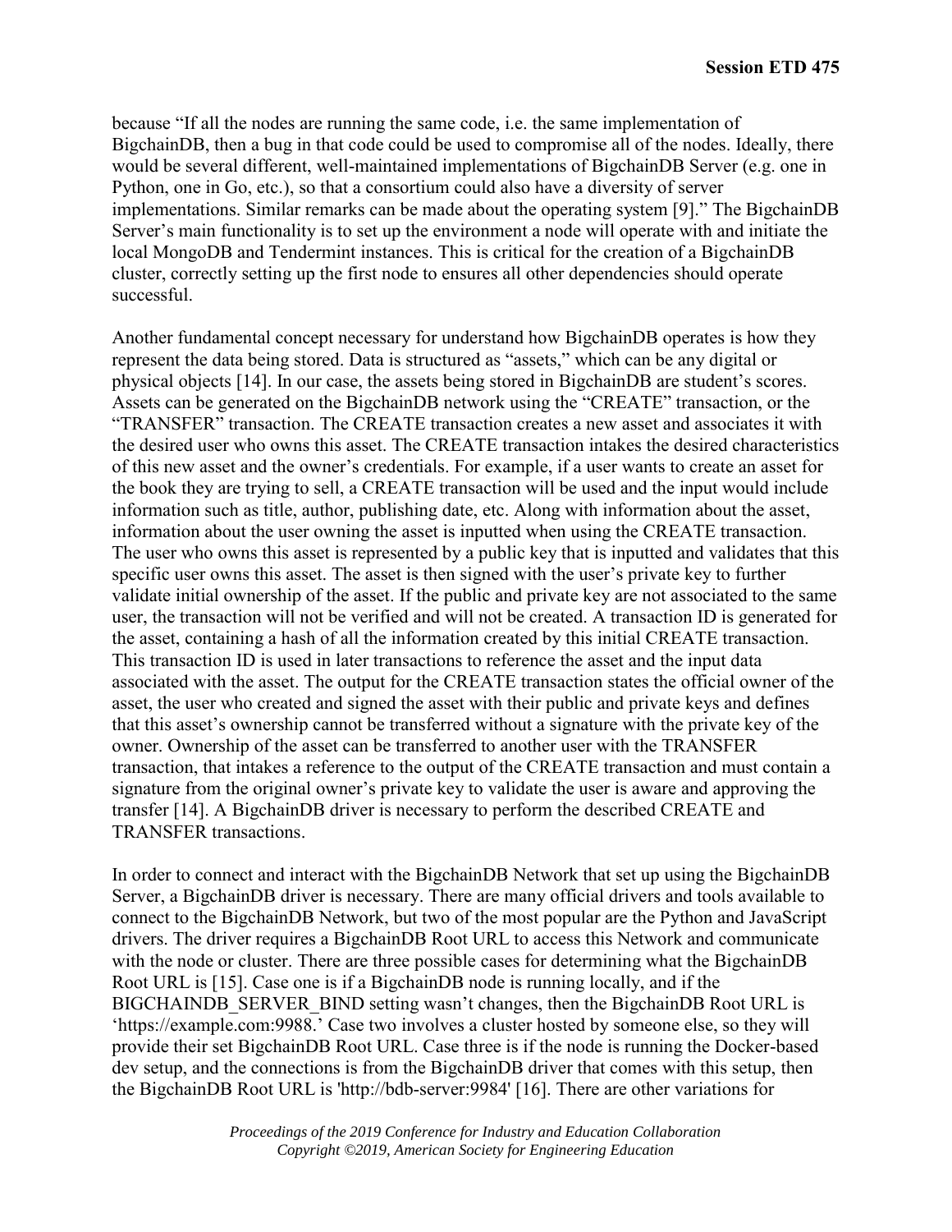because "If all the nodes are running the same code, i.e. the same implementation of BigchainDB, then a bug in that code could be used to compromise all of the nodes. Ideally, there would be several different, well-maintained implementations of BigchainDB Server (e.g. one in Python, one in Go, etc.), so that a consortium could also have a diversity of server implementations. Similar remarks can be made about the operating system [9]." The BigchainDB Server's main functionality is to set up the environment a node will operate with and initiate the local MongoDB and Tendermint instances. This is critical for the creation of a BigchainDB cluster, correctly setting up the first node to ensures all other dependencies should operate successful.

Another fundamental concept necessary for understand how BigchainDB operates is how they represent the data being stored. Data is structured as "assets," which can be any digital or physical objects [14]. In our case, the assets being stored in BigchainDB are student's scores. Assets can be generated on the BigchainDB network using the "CREATE" transaction, or the "TRANSFER" transaction. The CREATE transaction creates a new asset and associates it with the desired user who owns this asset. The CREATE transaction intakes the desired characteristics of this new asset and the owner's credentials. For example, if a user wants to create an asset for the book they are trying to sell, a CREATE transaction will be used and the input would include information such as title, author, publishing date, etc. Along with information about the asset, information about the user owning the asset is inputted when using the CREATE transaction. The user who owns this asset is represented by a public key that is inputted and validates that this specific user owns this asset. The asset is then signed with the user's private key to further validate initial ownership of the asset. If the public and private key are not associated to the same user, the transaction will not be verified and will not be created. A transaction ID is generated for the asset, containing a hash of all the information created by this initial CREATE transaction. This transaction ID is used in later transactions to reference the asset and the input data associated with the asset. The output for the CREATE transaction states the official owner of the asset, the user who created and signed the asset with their public and private keys and defines that this asset's ownership cannot be transferred without a signature with the private key of the owner. Ownership of the asset can be transferred to another user with the TRANSFER transaction, that intakes a reference to the output of the CREATE transaction and must contain a signature from the original owner's private key to validate the user is aware and approving the transfer [14]. A BigchainDB driver is necessary to perform the described CREATE and TRANSFER transactions.

In order to connect and interact with the BigchainDB Network that set up using the BigchainDB Server, a BigchainDB driver is necessary. There are many official drivers and tools available to connect to the BigchainDB Network, but two of the most popular are the Python and JavaScript drivers. The driver requires a BigchainDB Root URL to access this Network and communicate with the node or cluster. There are three possible cases for determining what the BigchainDB Root URL is [15]. Case one is if a BigchainDB node is running locally, and if the BIGCHAINDB_SERVER_BIND setting wasn't changes, then the BigchainDB Root URL is 'https://example.com:9988.' Case two involves a cluster hosted by someone else, so they will provide their set BigchainDB Root URL. Case three is if the node is running the Docker-based dev setup, and the connections is from the BigchainDB driver that comes with this setup, then the BigchainDB Root URL is 'http://bdb-server:9984' [16]. There are other variations for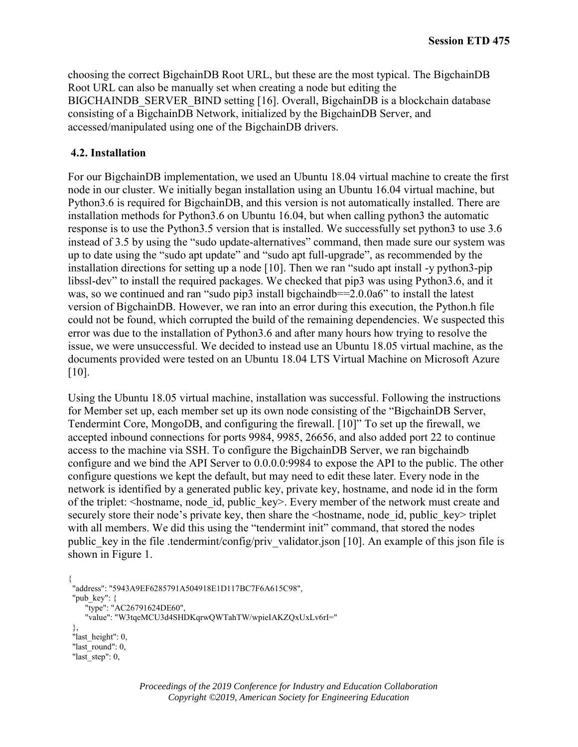choosing the correct BigchainDB Root URL, but these are the most typical. The BigchainDB Root URL can also be manually set when creating a node but editing the BIGCHAINDB_SERVER_BIND setting [16]. Overall, BigchainDB is a blockchain database consisting of a BigchainDB Network, initialized by the BigchainDB Server, and accessed/manipulated using one of the BigchainDB drivers.

### 4.2. Installation

For our BigchainDB implementation, we used an Ubuntu 18.04 virtual machine to create the first node in our cluster. We initially began installation using an Ubuntu 16.04 virtual machine, but Python3.6 is required for BigchainDB, and this version is not automatically installed. There are installation methods for Python3.6 on Ubuntu 16.04, but when calling python3 the automatic response is to use the Python3.5 version that is installed. We successfully set python3 to use 3.6 instead of 3.5 by using the "sudo update-alternatives" command, then made sure our system was up to date using the "sudo apt update" and "sudo apt full-upgrade", as recommended by the installation directions for setting up a node [10]. Then we ran "sudo apt install -y python3-pip libssl-dev" to install the required packages. We checked that pip3 was using Python3.6, and it was, so we continued and ran "sudo pip3 install bigchaindb==2.0.0a6" to install the latest version of BigchainDB. However, we ran into an error during this execution, the Python.h file could not be found, which corrupted the build of the remaining dependencies. We suspected this error was due to the installation of Python3.6 and after many hours how trying to resolve the issue, we were unsuccessful. We decided to instead use an Ubuntu 18.05 virtual machine, as the documents provided were tested on an Ubuntu 18.04 LTS Virtual Machine on Microsoft Azure [10].

Using the Ubuntu 18.05 virtual machine, installation was successful. Following the instructions for Member set up, each member set up its own node consisting of the "BigchainDB Server, Tendermint Core, MongoDB, and configuring the firewall. [10]" To set up the firewall, we accepted inbound connections for ports 9984, 9985, 26656, and also added port 22 to continue access to the machine via SSH. To configure the BigchainDB Server, we ran bigchaindb configure and we bind the API Server to 0.0.0.0:9984 to expose the API to the public. The other configure questions we kept the default, but may need to edit these later. Every node in the network is identified by a generated public key, private key, hostname, and node id in the form of the triplet: <hostname, node_id, public_key>. Every member of the network must create and securely store their node's private key, then share the <hostname, node_id, public_key> triplet with all members. We did this using the "tendermint init" command, that stored the nodes public_key in the file .tendermint/config/priv_validator.json [10]. An example of this json file is shown in Figure 1.

```
{
 "address": "5943A9EF6285791A504918E1D117BC7F6A615C98",
 "pub_key": {
     "type": "AC26791624DE60",
     "value": "W3tqeMCU3d4SHDKqrwQWTahTW/wpieIAKZQxUxLv6rI="
 },
 "last_height": 0,
 "last_round": 0,
 "last_step": 0,
```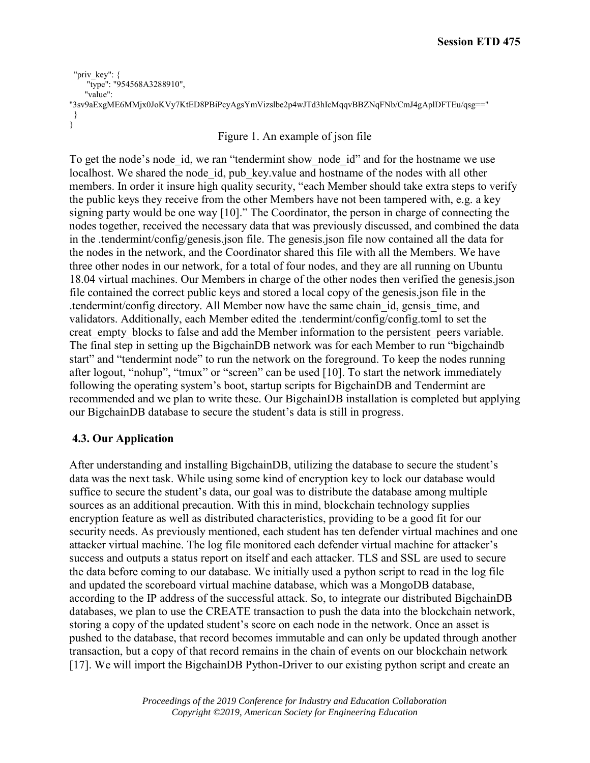```
  "priv_key": {
      "type": "954568A3288910",
      "value":
"3sv9aExgME6MMjx0JoKVy7KtED8PBiPcyAgsYmVizslbe2p4wJTd3hIcMqqvBBZNqFNb/CmJ4gAplDFTEu/qsg=="
  }
}
```

Figure 1. An example of json file

To get the node's node_id, we ran "tendermint show_node_id" and for the hostname we use localhost. We shared the node_id, pub_key.value and hostname of the nodes with all other members. In order it insure high quality security, "each Member should take extra steps to verify the public keys they receive from the other Members have not been tampered with, e.g. a key signing party would be one way [10]." The Coordinator, the person in charge of connecting the nodes together, received the necessary data that was previously discussed, and combined the data in the .tendermint/config/genesis.json file. The genesis.json file now contained all the data for the nodes in the network, and the Coordinator shared this file with all the Members. We have three other nodes in our network, for a total of four nodes, and they are all running on Ubuntu 18.04 virtual machines. Our Members in charge of the other nodes then verified the genesis.json file contained the correct public keys and stored a local copy of the genesis.json file in the .tendermint/config directory. All Member now have the same chain_id, gensis_time, and validators. Additionally, each Member edited the .tendermint/config/config.toml to set the creat_empty_blocks to false and add the Member information to the persistent_peers variable. The final step in setting up the BigchainDB network was for each Member to run "bigchaindb start" and "tendermint node" to run the network on the foreground. To keep the nodes running after logout, "nohup", "tmux" or "screen" can be used [10]. To start the network immediately following the operating system's boot, startup scripts for BigchainDB and Tendermint are recommended and we plan to write these. Our BigchainDB installation is completed but applying our BigchainDB database to secure the student's data is still in progress.

### 4.3. Our Application

After understanding and installing BigchainDB, utilizing the database to secure the student's data was the next task. While using some kind of encryption key to lock our database would suffice to secure the student's data, our goal was to distribute the database among multiple sources as an additional precaution. With this in mind, blockchain technology supplies encryption feature as well as distributed characteristics, providing to be a good fit for our security needs. As previously mentioned, each student has ten defender virtual machines and one attacker virtual machine. The log file monitored each defender virtual machine for attacker's success and outputs a status report on itself and each attacker. TLS and SSL are used to secure the data before coming to our database. We initially used a python script to read in the log file and updated the scoreboard virtual machine database, which was a MongoDB database, according to the IP address of the successful attack. So, to integrate our distributed BigchainDB databases, we plan to use the CREATE transaction to push the data into the blockchain network, storing a copy of the updated student's score on each node in the network. Once an asset is pushed to the database, that record becomes immutable and can only be updated through another transaction, but a copy of that record remains in the chain of events on our blockchain network [17]. We will import the BigchainDB Python-Driver to our existing python script and create an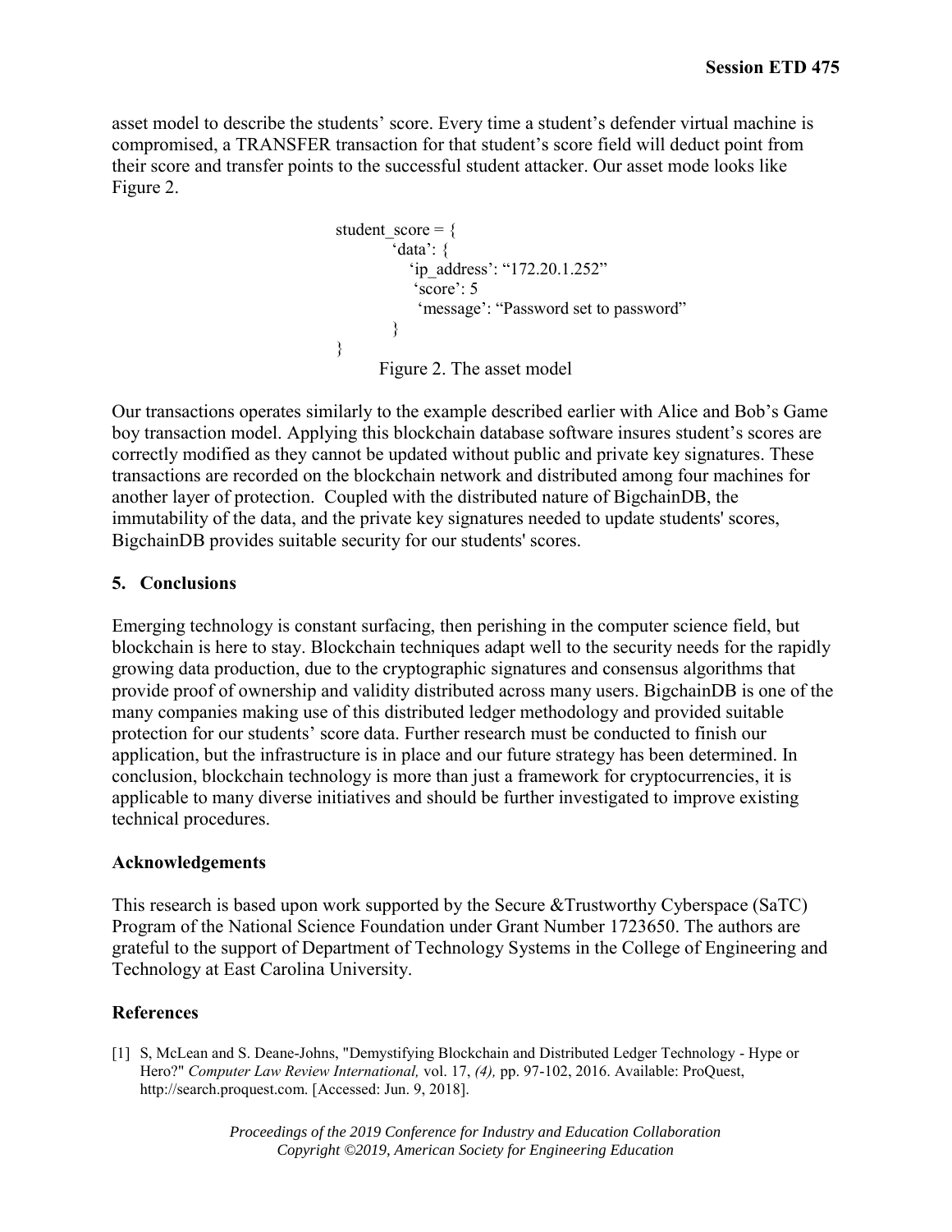asset model to describe the students' score. Every time a student's defender virtual machine is compromised, a TRANSFER transaction for that student's score field will deduct point from their score and transfer points to the successful student attacker. Our asset mode looks like Figure 2.

```
student_score = {
        'data': {
            'ip_address': "172.20.1.252"
            'score': 5
             'message': "Password set to password"
        }
}
```

Figure 2. The asset model

Our transactions operates similarly to the example described earlier with Alice and Bob's Game boy transaction model. Applying this blockchain database software insures student's scores are correctly modified as they cannot be updated without public and private key signatures. These transactions are recorded on the blockchain network and distributed among four machines for another layer of protection. Coupled with the distributed nature of BigchainDB, the immutability of the data, and the private key signatures needed to update students' scores, BigchainDB provides suitable security for our students' scores.

## 5. Conclusions

Emerging technology is constant surfacing, then perishing in the computer science field, but blockchain is here to stay. Blockchain techniques adapt well to the security needs for the rapidly growing data production, due to the cryptographic signatures and consensus algorithms that provide proof of ownership and validity distributed across many users. BigchainDB is one of the many companies making use of this distributed ledger methodology and provided suitable protection for our students' score data. Further research must be conducted to finish our application, but the infrastructure is in place and our future strategy has been determined. In conclusion, blockchain technology is more than just a framework for cryptocurrencies, it is applicable to many diverse initiatives and should be further investigated to improve existing technical procedures.

## Acknowledgements

This research is based upon work supported by the Secure &Trustworthy Cyberspace (SaTC) Program of the National Science Foundation under Grant Number 1723650. The authors are grateful to the support of Department of Technology Systems in the College of Engineering and Technology at East Carolina University.

## References

[1] S, McLean and S. Deane-Johns, "Demystifying Blockchain and Distributed Ledger Technology - Hype or Hero?" *Computer Law Review International,* vol. 17, *(4),* pp. 97-102, 2016. Available: ProQuest, http://search.proquest.com. [Accessed: Jun. 9, 2018].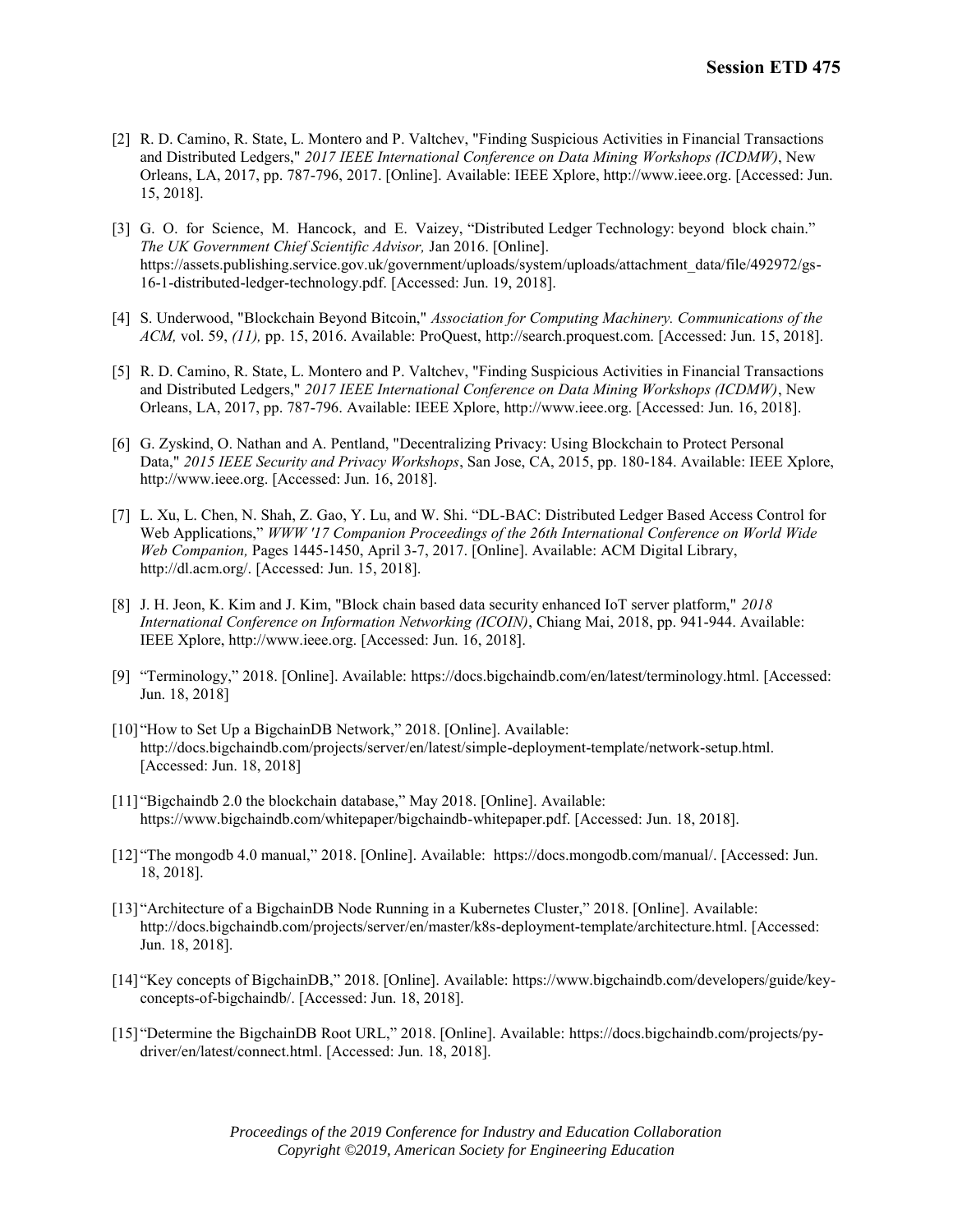[2] R. D. Camino, R. State, L. Montero and P. Valtchev, "Finding Suspicious Activities in Financial Transactions and Distributed Ledgers," *2017 IEEE International Conference on Data Mining Workshops (ICDMW)*, New Orleans, LA, 2017, pp. 787-796, 2017. [Online]. Available: IEEE Xplore, http://www.ieee.org. [Accessed: Jun. 15, 2018].

[3] G. O. for Science, M. Hancock, and E. Vaizey, "Distributed Ledger Technology: beyond block chain." *The UK Government Chief Scientific Advisor,* Jan 2016. [Online]. https://assets.publishing.service.gov.uk/government/uploads/system/uploads/attachment_data/file/492972/gs-16-1-distributed-ledger-technology.pdf. [Accessed: Jun. 19, 2018].

[4] S. Underwood, "Blockchain Beyond Bitcoin," *Association for Computing Machinery. Communications of the ACM,* vol. 59, *(11),* pp. 15, 2016. Available: ProQuest, http://search.proquest.com. [Accessed: Jun. 15, 2018].

[5] R. D. Camino, R. State, L. Montero and P. Valtchev, "Finding Suspicious Activities in Financial Transactions and Distributed Ledgers," *2017 IEEE International Conference on Data Mining Workshops (ICDMW)*, New Orleans, LA, 2017, pp. 787-796. Available: IEEE Xplore, http://www.ieee.org. [Accessed: Jun. 16, 2018].

[6] G. Zyskind, O. Nathan and A. Pentland, "Decentralizing Privacy: Using Blockchain to Protect Personal Data," *2015 IEEE Security and Privacy Workshops*, San Jose, CA, 2015, pp. 180-184. Available: IEEE Xplore, http://www.ieee.org. [Accessed: Jun. 16, 2018].

[7] L. Xu, L. Chen, N. Shah, Z. Gao, Y. Lu, and W. Shi. "DL-BAC: Distributed Ledger Based Access Control for Web Applications," *WWW '17 Companion Proceedings of the 26th International Conference on World Wide Web Companion,* Pages 1445-1450, April 3-7, 2017. [Online]. Available: ACM Digital Library, http://dl.acm.org/. [Accessed: Jun. 15, 2018].

[8] J. H. Jeon, K. Kim and J. Kim, "Block chain based data security enhanced IoT server platform," *2018 International Conference on Information Networking (ICOIN)*, Chiang Mai, 2018, pp. 941-944. Available: IEEE Xplore, http://www.ieee.org. [Accessed: Jun. 16, 2018].

[9] "Terminology," 2018. [Online]. Available: https://docs.bigchaindb.com/en/latest/terminology.html. [Accessed: Jun. 18, 2018]

[10] "How to Set Up a BigchainDB Network," 2018. [Online]. Available: http://docs.bigchaindb.com/projects/server/en/latest/simple-deployment-template/network-setup.html. [Accessed: Jun. 18, 2018]

[11] "Bigchaindb 2.0 the blockchain database," May 2018. [Online]. Available: https://www.bigchaindb.com/whitepaper/bigchaindb-whitepaper.pdf. [Accessed: Jun. 18, 2018].

[12] "The mongodb 4.0 manual," 2018. [Online]. Available: https://docs.mongodb.com/manual/. [Accessed: Jun. 18, 2018].

[13] "Architecture of a BigchainDB Node Running in a Kubernetes Cluster," 2018. [Online]. Available: http://docs.bigchaindb.com/projects/server/en/master/k8s-deployment-template/architecture.html. [Accessed: Jun. 18, 2018].

[14] "Key concepts of BigchainDB," 2018. [Online]. Available: https://www.bigchaindb.com/developers/guide/key-concepts-of-bigchaindb/. [Accessed: Jun. 18, 2018].

[15] "Determine the BigchainDB Root URL," 2018. [Online]. Available: https://docs.bigchaindb.com/projects/py-driver/en/latest/connect.html. [Accessed: Jun. 18, 2018].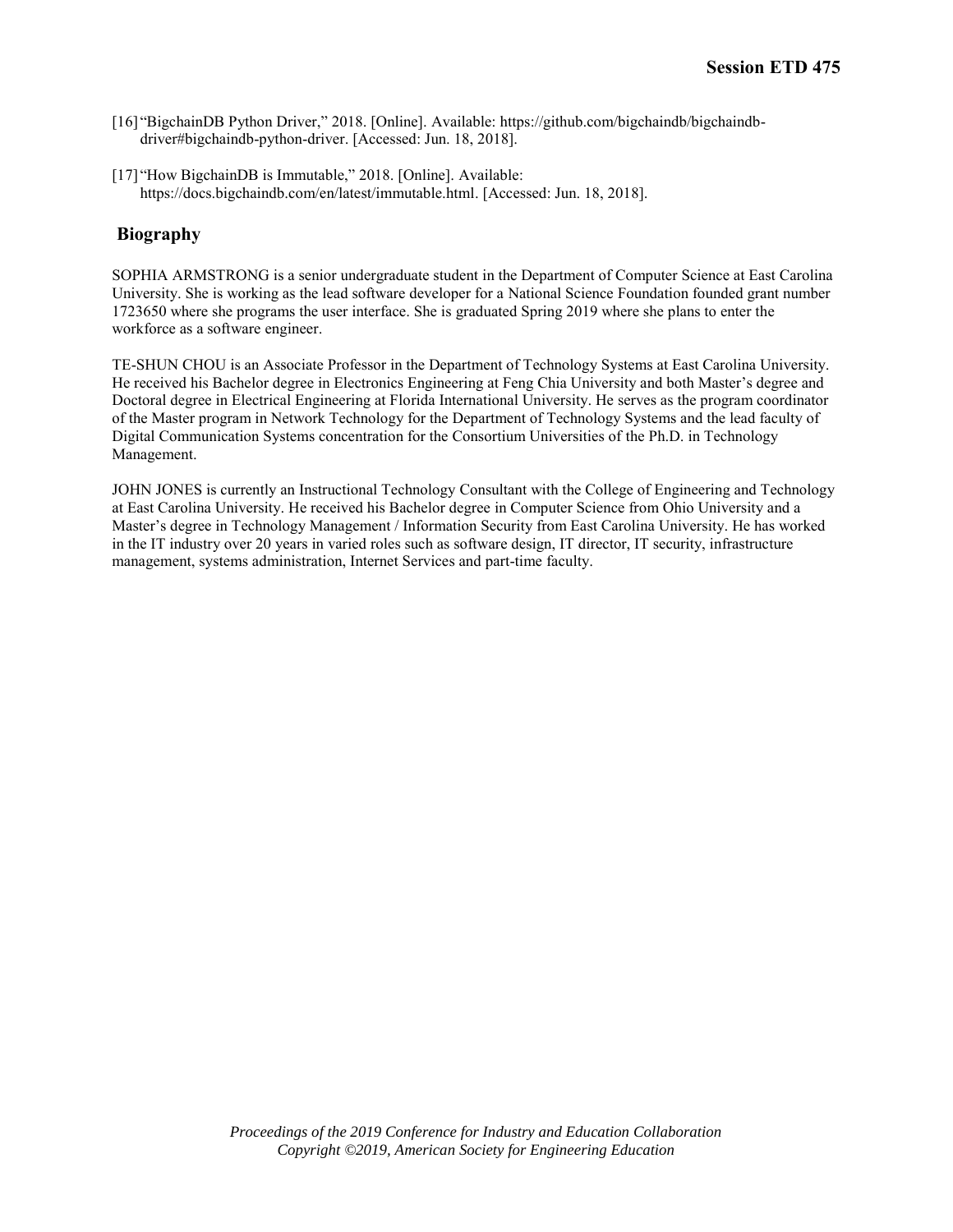[16] "BigchainDB Python Driver," 2018. [Online]. Available: https://github.com/bigchaindb/bigchaindb-driver#bigchaindb-python-driver. [Accessed: Jun. 18, 2018].

[17] "How BigchainDB is Immutable," 2018. [Online]. Available: https://docs.bigchaindb.com/en/latest/immutable.html. [Accessed: Jun. 18, 2018].

## Biography

SOPHIA ARMSTRONG is a senior undergraduate student in the Department of Computer Science at East Carolina University. She is working as the lead software developer for a National Science Foundation founded grant number 1723650 where she programs the user interface. She is graduated Spring 2019 where she plans to enter the workforce as a software engineer.

TE-SHUN CHOU is an Associate Professor in the Department of Technology Systems at East Carolina University. He received his Bachelor degree in Electronics Engineering at Feng Chia University and both Master's degree and Doctoral degree in Electrical Engineering at Florida International University. He serves as the program coordinator of the Master program in Network Technology for the Department of Technology Systems and the lead faculty of Digital Communication Systems concentration for the Consortium Universities of the Ph.D. in Technology Management.

JOHN JONES is currently an Instructional Technology Consultant with the College of Engineering and Technology at East Carolina University. He received his Bachelor degree in Computer Science from Ohio University and a Master's degree in Technology Management / Information Security from East Carolina University. He has worked in the IT industry over 20 years in varied roles such as software design, IT director, IT security, infrastructure management, systems administration, Internet Services and part-time faculty.